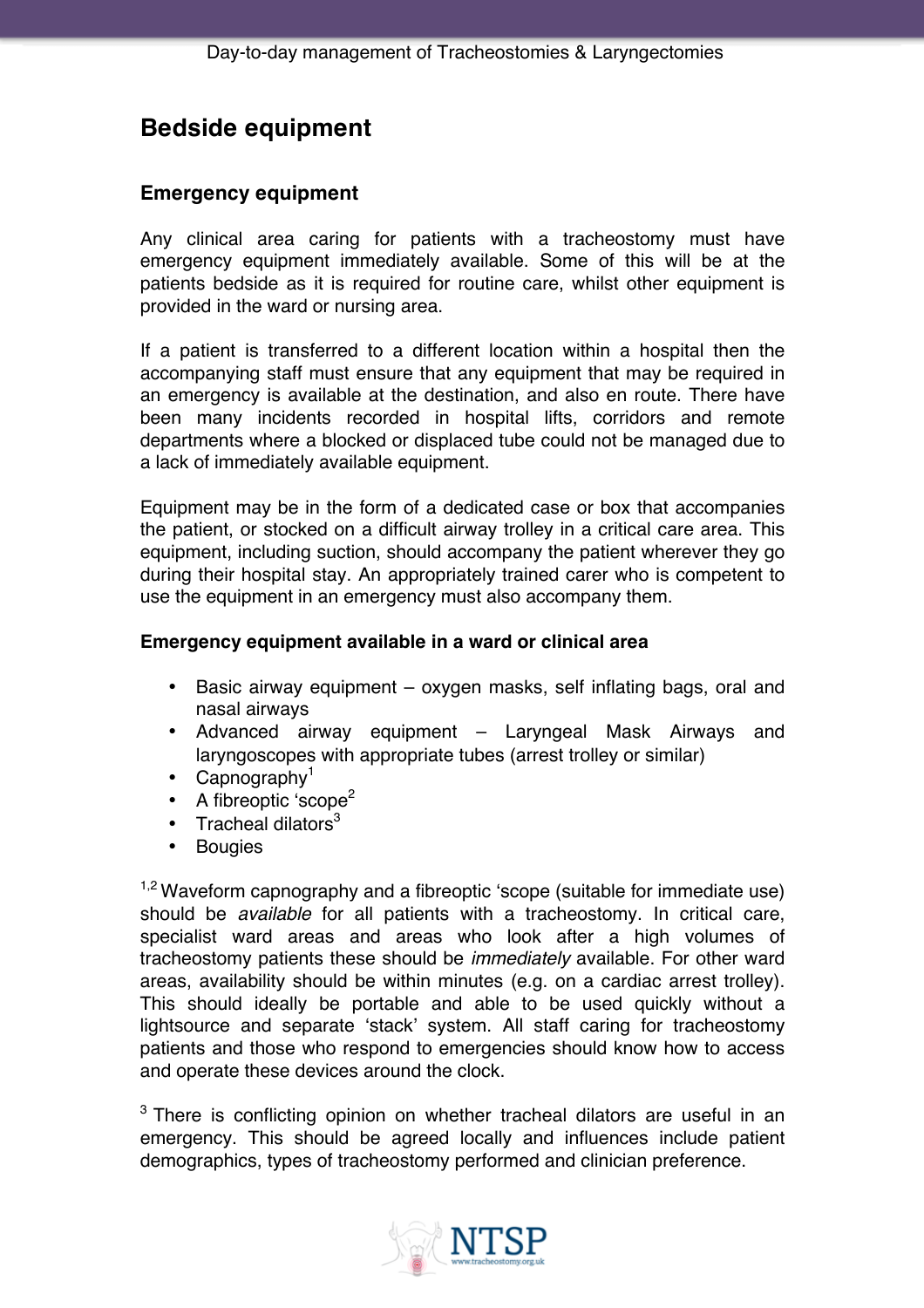# Bedside equipment

## Emergency equipment

Any clinical area caring for patients with a tracheostomy must have emergency equipment immediately available. Some of this will be at the patients bedside as it is required for routine care, whilst other equipment is provided in the ward or nursing area.

If a patient is transferred to a different location within a hospital then the accompanying staff must ensure that any equipment that may be required in an emergency is available at the destination, and also en route. There have been many incidents recorded in hospital lifts, corridors and remote departments where a blocked or displaced tube could not be managed due to a lack of immediately available equipment.

Equipment may be in the form of a dedicated case or box that accompanies the patient, or stocked on a difficult airway trolley in a critical care area. This equipment, including suction, should accompany the patient wherever they go during their hospital stay. An appropriately trained carer who is competent to use the equipment in an emergency must also accompany them.

### Emergency equipment available in a ward or clinical area

- Basic airway equipment – oxygen masks, self inflating bags, oral and nasal airways
- Advanced airway equipment – Laryngeal Mask Airways and laryngoscopes with appropriate tubes (arrest trolley or similar)
- Capnography[1]
- A fibreoptic 'scope[2]
- Tracheal dilators[3]
- Bougies

[1,2] Waveform capnography and a fibreoptic 'scope (suitable for immediate use) should be *available* for all patients with a tracheostomy. In critical care, specialist ward areas and areas who look after a high volumes of tracheostomy patients these should be *immediately* available. For other ward areas, availability should be within minutes (e.g. on a cardiac arrest trolley). This should ideally be portable and able to be used quickly without a lightsource and separate 'stack' system. All staff caring for tracheostomy patients and those who respond to emergencies should know how to access and operate these devices around the clock.

[3] There is conflicting opinion on whether tracheal dilators are useful in an emergency. This should be agreed locally and influences include patient demographics, types of tracheostomy performed and clinician preference.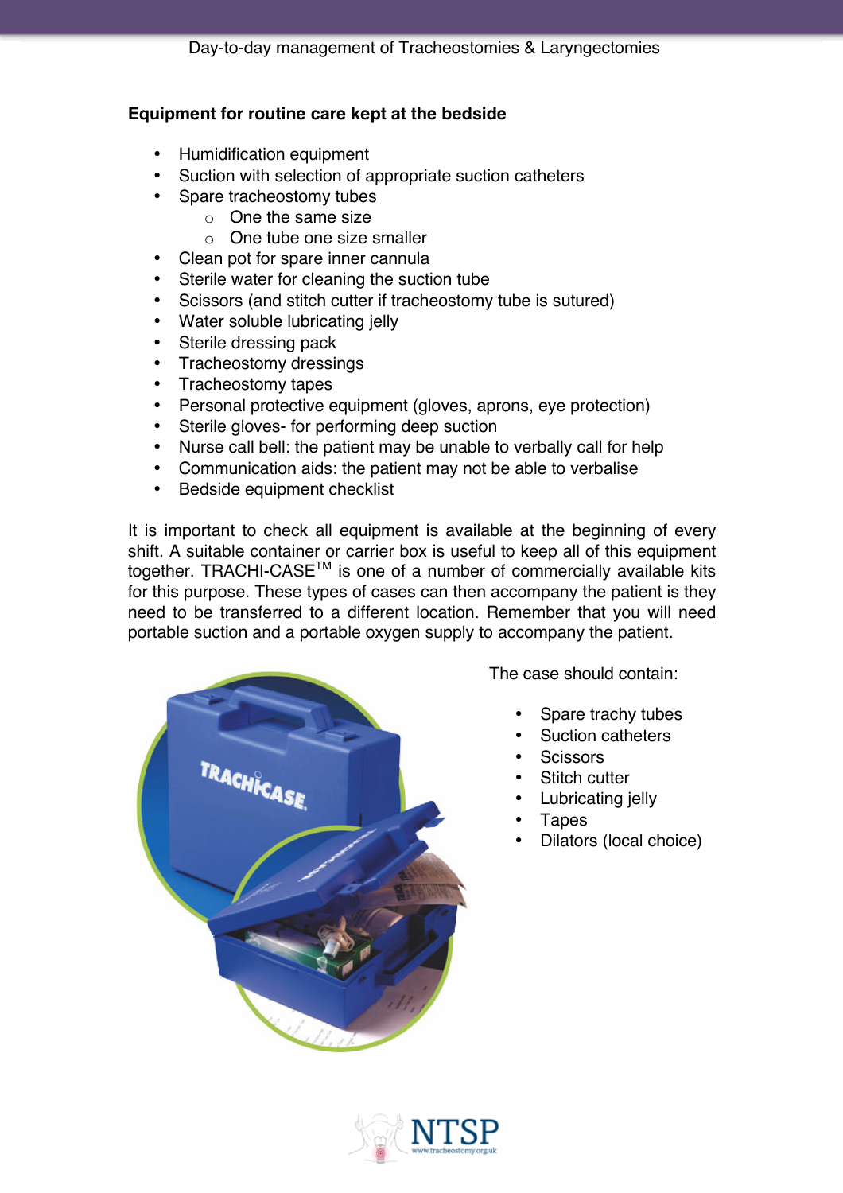**Equipment for routine care kept at the bedside**

- Humidification equipment
- Suction with selection of appropriate suction catheters
- Spare tracheostomy tubes
  - One the same size
  - One tube one size smaller
- Clean pot for spare inner cannula
- Sterile water for cleaning the suction tube
- Scissors (and stitch cutter if tracheostomy tube is sutured)
- Water soluble lubricating jelly
- Sterile dressing pack
- Tracheostomy dressings
- Tracheostomy tapes
- Personal protective equipment (gloves, aprons, eye protection)
- Sterile gloves- for performing deep suction
- Nurse call bell: the patient may be unable to verbally call for help
- Communication aids: the patient may not be able to verbalise
- Bedside equipment checklist

It is important to check all equipment is available at the beginning of every shift. A suitable container or carrier box is useful to keep all of this equipment together. TRACHI-CASE™ is one of a number of commercially available kits for this purpose. These types of cases can then accompany the patient is they need to be transferred to a different location. Remember that you will need portable suction and a portable oxygen supply to accompany the patient.

The case should contain:

- Spare trachy tubes
- Suction catheters
- Scissors
- Stitch cutter
- Lubricating jelly
- Tapes
- Dilators (local choice)